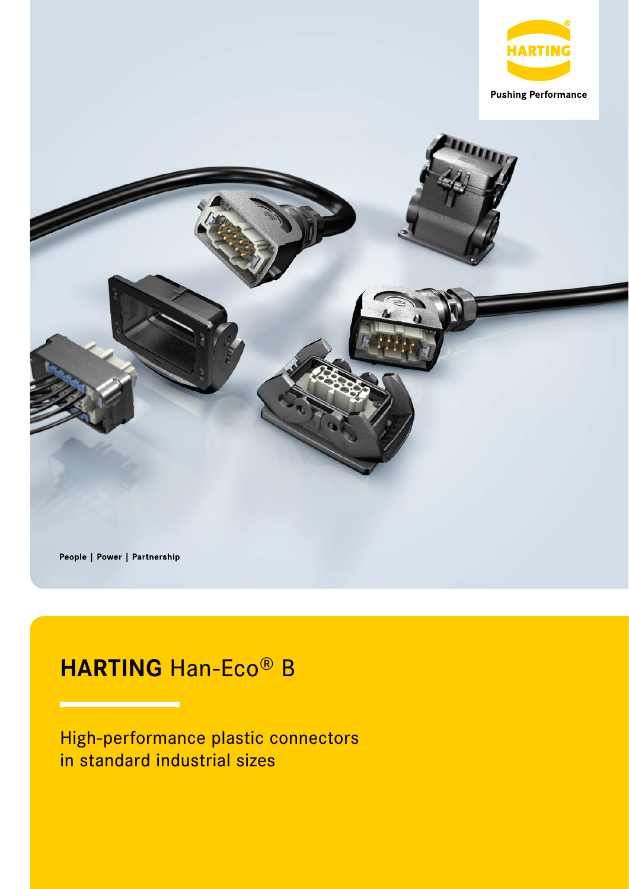HARTING

Pushing Performance

People | Power | Partnership

# HARTING Han-Eco® B

High-performance plastic connectors in standard industrial sizes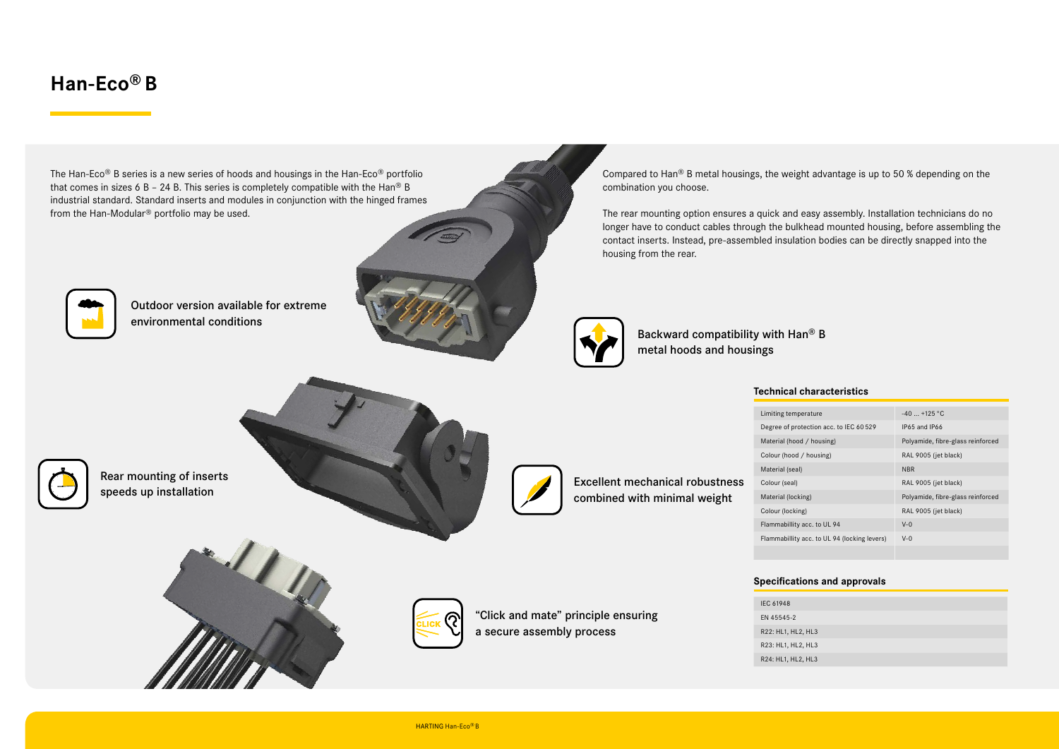# Han-Eco® B

The Han-Eco® B series is a new series of hoods and housings in the Han-Eco® portfolio that comes in sizes 6 B – 24 B. This series is completely compatible with the Han® B industrial standard. Standard inserts and modules in conjunction with the hinged frames from the Han-Modular® portfolio may be used.

Compared to Han® B metal housings, the weight advantage is up to 50 % depending on the combination you choose.

The rear mounting option ensures a quick and easy assembly. Installation technicians do no longer have to conduct cables through the bulkhead mounted housing, before assembling the contact inserts. Instead, pre-assembled insulation bodies can be directly snapped into the housing from the rear.

Outdoor version available for extreme environmental conditions

Backward compatibility with Han® B metal hoods and housings

Rear mounting of inserts speeds up installation

Excellent mechanical robustness combined with minimal weight

"Click and mate" principle ensuring a secure assembly process

### Technical characteristics

| | |
|---|---|
| Limiting temperature | -40 ... +125 °C |
| Degree of protection acc. to IEC 60 529 | IP65 and IP66 |
| Material (hood / housing) | Polyamide, fibre-glass reinforced |
| Colour (hood / housing) | RAL 9005 (jet black) |
| Material (seal) | NBR |
| Colour (seal) | RAL 9005 (jet black) |
| Material (locking) | Polyamide, fibre-glass reinforced |
| Colour (locking) | RAL 9005 (jet black) |
| Flammabillity acc. to UL 94 | V-0 |
| Flammabillity acc. to UL 94 (locking levers) | V-0 |

### Specifications and approvals

- IEC 61948
- EN 45545-2
- R22: HL1, HL2, HL3
- R23: HL1, HL2, HL3
- R24: HL1, HL2, HL3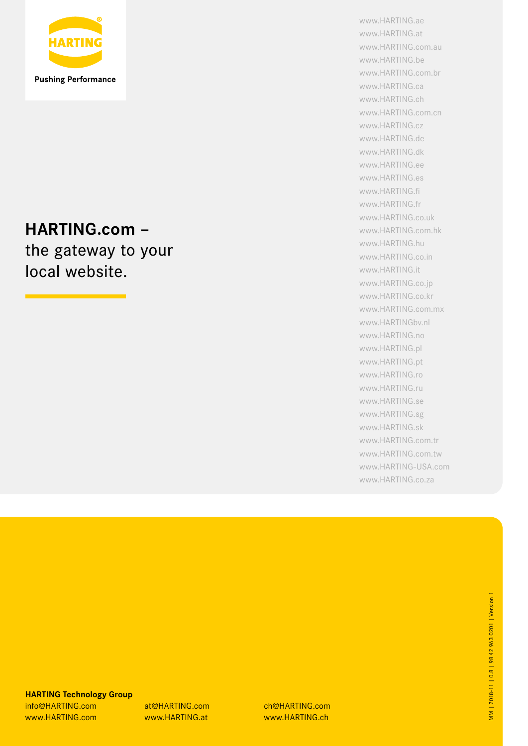HARTING

Pushing Performance

## HARTING.com – the gateway to your local website.

www.HARTING.ae
www.HARTING.at
www.HARTING.com.au
www.HARTING.be
www.HARTING.com.br
www.HARTING.ca
www.HARTING.ch
www.HARTING.com.cn
www.HARTING.cz
www.HARTING.de
www.HARTING.dk
www.HARTING.ee
www.HARTING.es
www.HARTING.fi
www.HARTING.fr
www.HARTING.co.uk
www.HARTING.com.hk
www.HARTING.hu
www.HARTING.co.in
www.HARTING.it
www.HARTING.co.jp
www.HARTING.co.kr
www.HARTING.com.mx
www.HARTINGbv.nl
www.HARTING.no
www.HARTING.pl
www.HARTING.pt
www.HARTING.ro
www.HARTING.ru
www.HARTING.se
www.HARTING.sg
www.HARTING.sk
www.HARTING.com.tr
www.HARTING.com.tw
www.HARTING-USA.com
www.HARTING.co.za

**HARTING Technology Group**
info@HARTING.com
www.HARTING.com

at@HARTING.com
www.HARTING.at

ch@HARTING.com
www.HARTING.ch

MM | 2018-11 | 0.8 | 98 42 963 0201 | Version 1